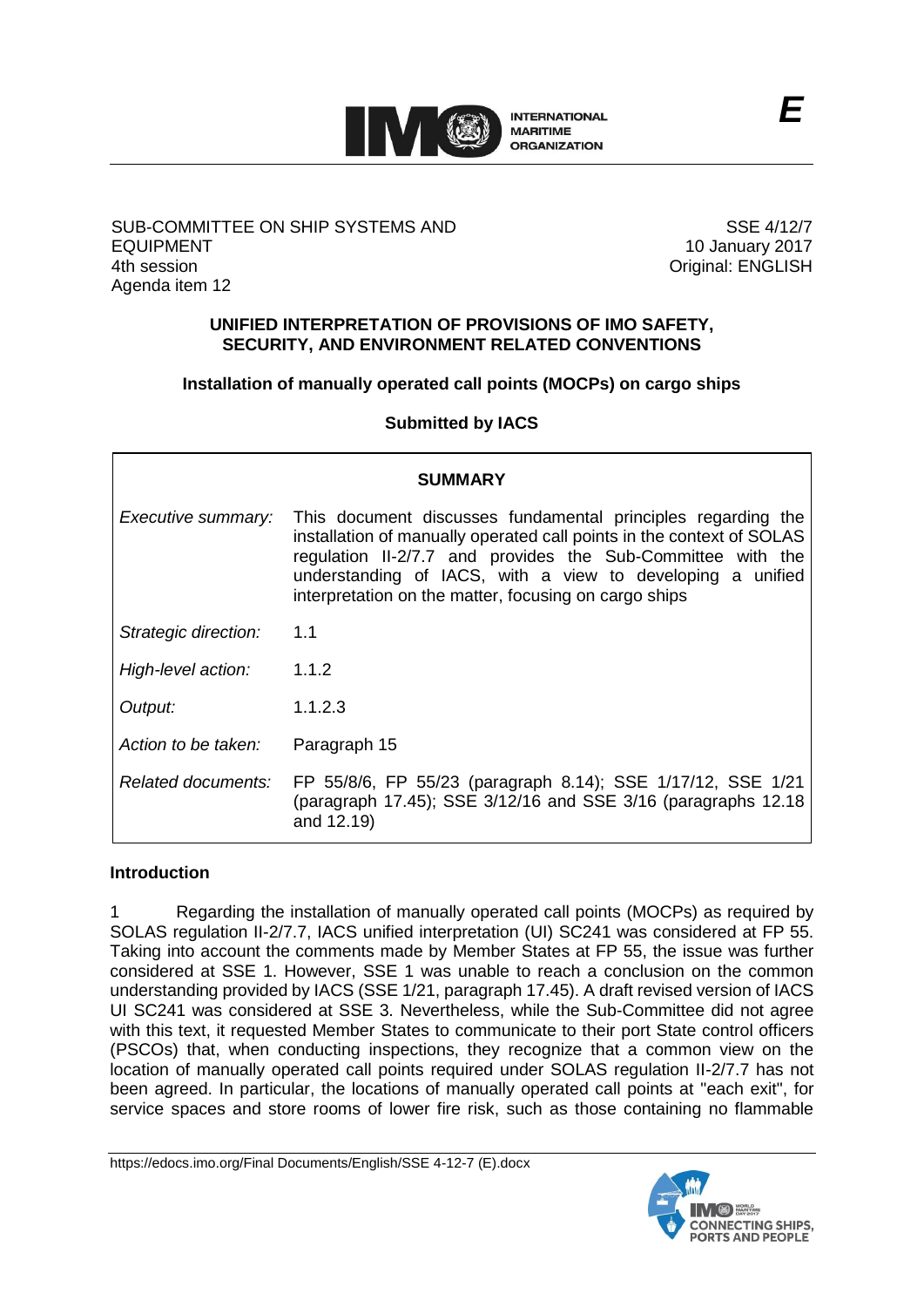**E**

SUB-COMMITTEE ON SHIP SYSTEMS AND EQUIPMENT
4th session
Agenda item 12

SSE 4/12/7
10 January 2017
Original: ENGLISH

**UNIFIED INTERPRETATION OF PROVISIONS OF IMO SAFETY, SECURITY, AND ENVIRONMENT RELATED CONVENTIONS**

**Installation of manually operated call points (MOCPs) on cargo ships**

**Submitted by IACS**

| **SUMMARY** | |
|---|---|
| *Executive summary:* | This document discusses fundamental principles regarding the installation of manually operated call points in the context of SOLAS regulation II-2/7.7 and provides the Sub-Committee with the understanding of IACS, with a view to developing a unified interpretation on the matter, focusing on cargo ships |
| *Strategic direction:* | 1.1 |
| *High-level action:* | 1.1.2 |
| *Output:* | 1.1.2.3 |
| *Action to be taken:* | Paragraph 15 |
| *Related documents:* | FP 55/8/6, FP 55/23 (paragraph 8.14); SSE 1/17/12, SSE 1/21 (paragraph 17.45); SSE 3/12/16 and SSE 3/16 (paragraphs 12.18 and 12.19) |

## Introduction

1 Regarding the installation of manually operated call points (MOCPs) as required by SOLAS regulation II-2/7.7, IACS unified interpretation (UI) SC241 was considered at FP 55. Taking into account the comments made by Member States at FP 55, the issue was further considered at SSE 1. However, SSE 1 was unable to reach a conclusion on the common understanding provided by IACS (SSE 1/21, paragraph 17.45). A draft revised version of IACS UI SC241 was considered at SSE 3. Nevertheless, while the Sub-Committee did not agree with this text, it requested Member States to communicate to their port State control officers (PSCOs) that, when conducting inspections, they recognize that a common view on the location of manually operated call points required under SOLAS regulation II-2/7.7 has not been agreed. In particular, the locations of manually operated call points at "each exit", for service spaces and store rooms of lower fire risk, such as those containing no flammable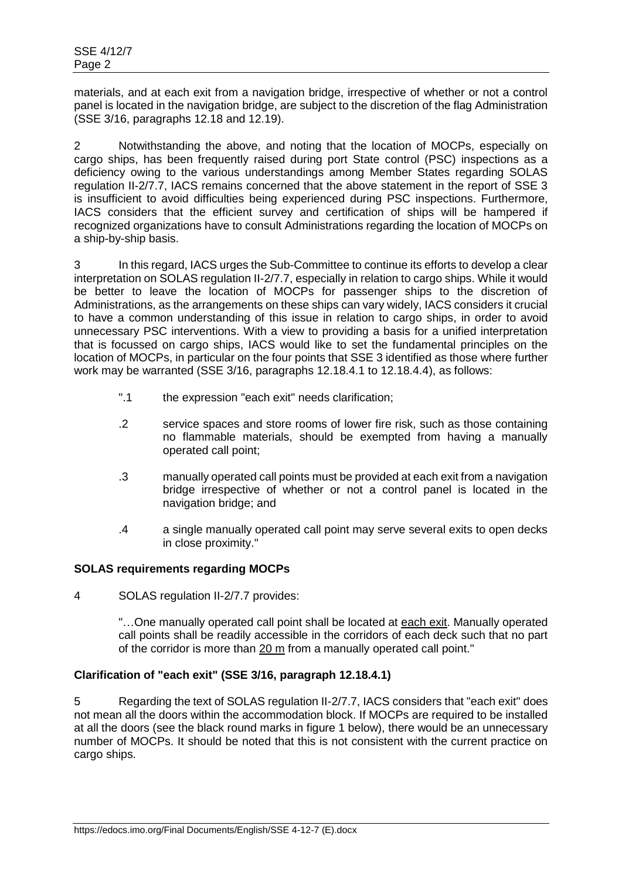materials, and at each exit from a navigation bridge, irrespective of whether or not a control panel is located in the navigation bridge, are subject to the discretion of the flag Administration (SSE 3/16, paragraphs 12.18 and 12.19).

2 Notwithstanding the above, and noting that the location of MOCPs, especially on cargo ships, has been frequently raised during port State control (PSC) inspections as a deficiency owing to the various understandings among Member States regarding SOLAS regulation II-2/7.7, IACS remains concerned that the above statement in the report of SSE 3 is insufficient to avoid difficulties being experienced during PSC inspections. Furthermore, IACS considers that the efficient survey and certification of ships will be hampered if recognized organizations have to consult Administrations regarding the location of MOCPs on a ship-by-ship basis.

3 In this regard, IACS urges the Sub-Committee to continue its efforts to develop a clear interpretation on SOLAS regulation II-2/7.7, especially in relation to cargo ships. While it would be better to leave the location of MOCPs for passenger ships to the discretion of Administrations, as the arrangements on these ships can vary widely, IACS considers it crucial to have a common understanding of this issue in relation to cargo ships, in order to avoid unnecessary PSC interventions. With a view to providing a basis for a unified interpretation that is focussed on cargo ships, IACS would like to set the fundamental principles on the location of MOCPs, in particular on the four points that SSE 3 identified as those where further work may be warranted (SSE 3/16, paragraphs 12.18.4.1 to 12.18.4.4), as follows:

> ".1 the expression "each exit" needs clarification;
>
> .2 service spaces and store rooms of lower fire risk, such as those containing no flammable materials, should be exempted from having a manually operated call point;
>
> .3 manually operated call points must be provided at each exit from a navigation bridge irrespective of whether or not a control panel is located in the navigation bridge; and
>
> .4 a single manually operated call point may serve several exits to open decks in close proximity."

**SOLAS requirements regarding MOCPs**

4 SOLAS regulation II-2/7.7 provides:

> "…One manually operated call point shall be located at each exit. Manually operated call points shall be readily accessible in the corridors of each deck such that no part of the corridor is more than 20 m from a manually operated call point."

**Clarification of "each exit" (SSE 3/16, paragraph 12.18.4.1)**

5 Regarding the text of SOLAS regulation II-2/7.7, IACS considers that "each exit" does not mean all the doors within the accommodation block. If MOCPs are required to be installed at all the doors (see the black round marks in figure 1 below), there would be an unnecessary number of MOCPs. It should be noted that this is not consistent with the current practice on cargo ships.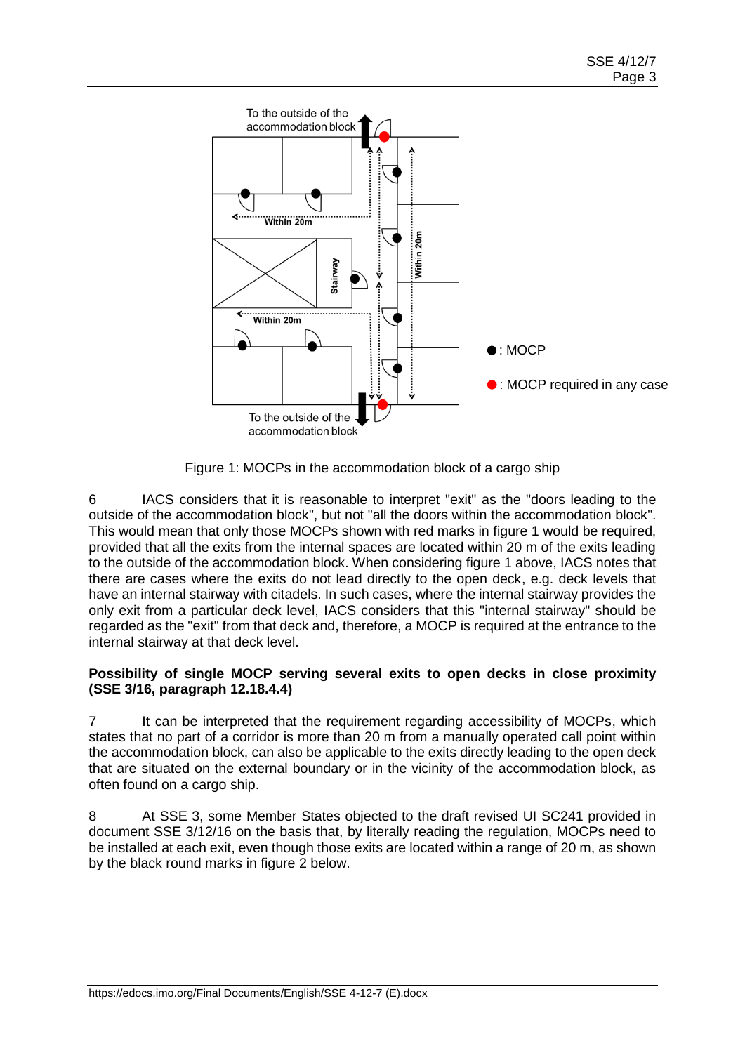Figure 1: MOCPs in the accommodation block of a cargo ship

6 IACS considers that it is reasonable to interpret "exit" as the "doors leading to the outside of the accommodation block", but not "all the doors within the accommodation block". This would mean that only those MOCPs shown with red marks in figure 1 would be required, provided that all the exits from the internal spaces are located within 20 m of the exits leading to the outside of the accommodation block. When considering figure 1 above, IACS notes that there are cases where the exits do not lead directly to the open deck, e.g. deck levels that have an internal stairway with citadels. In such cases, where the internal stairway provides the only exit from a particular deck level, IACS considers that this "internal stairway" should be regarded as the "exit" from that deck and, therefore, a MOCP is required at the entrance to the internal stairway at that deck level.

**Possibility of single MOCP serving several exits to open decks in close proximity (SSE 3/16, paragraph 12.18.4.4)**

7 It can be interpreted that the requirement regarding accessibility of MOCPs, which states that no part of a corridor is more than 20 m from a manually operated call point within the accommodation block, can also be applicable to the exits directly leading to the open deck that are situated on the external boundary or in the vicinity of the accommodation block, as often found on a cargo ship.

8 At SSE 3, some Member States objected to the draft revised UI SC241 provided in document SSE 3/12/16 on the basis that, by literally reading the regulation, MOCPs need to be installed at each exit, even though those exits are located within a range of 20 m, as shown by the black round marks in figure 2 below.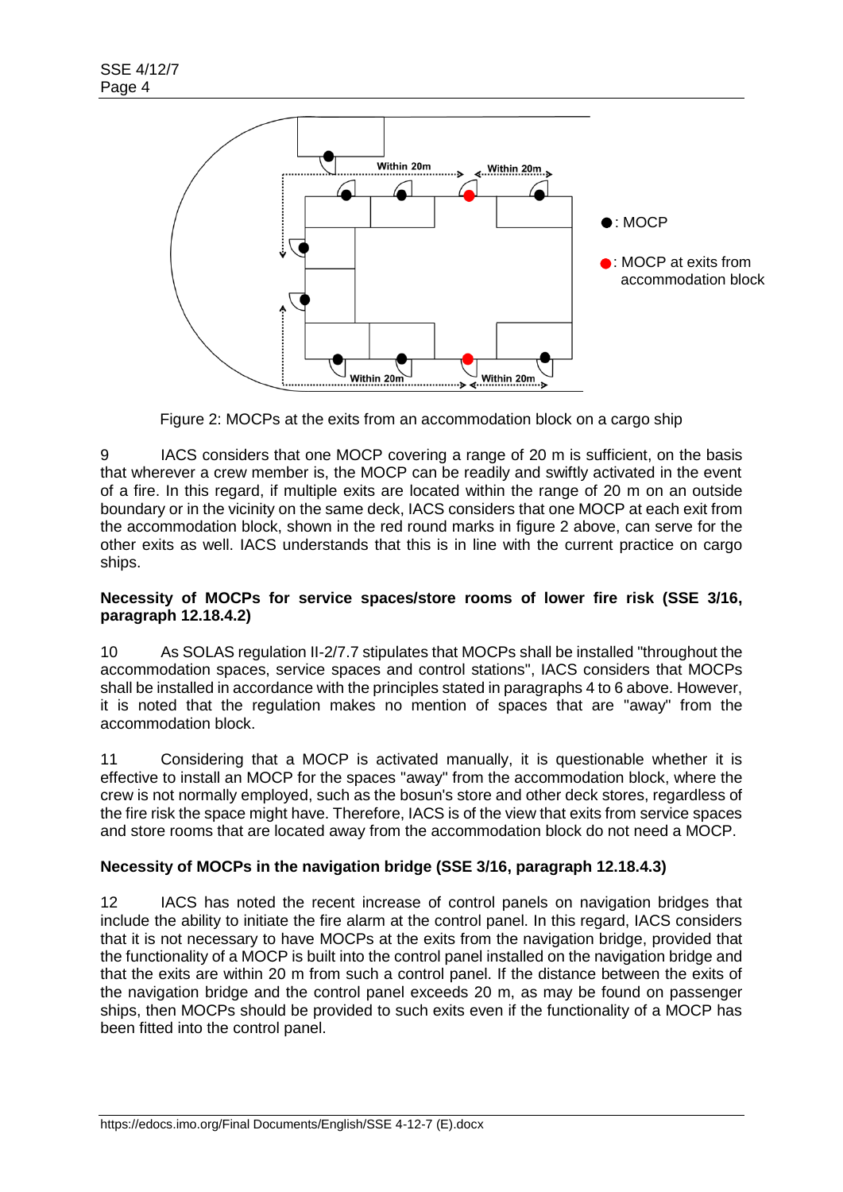Figure 2: MOCPs at the exits from an accommodation block on a cargo ship

9 IACS considers that one MOCP covering a range of 20 m is sufficient, on the basis that wherever a crew member is, the MOCP can be readily and swiftly activated in the event of a fire. In this regard, if multiple exits are located within the range of 20 m on an outside boundary or in the vicinity on the same deck, IACS considers that one MOCP at each exit from the accommodation block, shown in the red round marks in figure 2 above, can serve for the other exits as well. IACS understands that this is in line with the current practice on cargo ships.

**Necessity of MOCPs for service spaces/store rooms of lower fire risk (SSE 3/16, paragraph 12.18.4.2)**

10 As SOLAS regulation II-2/7.7 stipulates that MOCPs shall be installed "throughout the accommodation spaces, service spaces and control stations", IACS considers that MOCPs shall be installed in accordance with the principles stated in paragraphs 4 to 6 above. However, it is noted that the regulation makes no mention of spaces that are "away" from the accommodation block.

11 Considering that a MOCP is activated manually, it is questionable whether it is effective to install an MOCP for the spaces "away" from the accommodation block, where the crew is not normally employed, such as the bosun's store and other deck stores, regardless of the fire risk the space might have. Therefore, IACS is of the view that exits from service spaces and store rooms that are located away from the accommodation block do not need a MOCP.

**Necessity of MOCPs in the navigation bridge (SSE 3/16, paragraph 12.18.4.3)**

12 IACS has noted the recent increase of control panels on navigation bridges that include the ability to initiate the fire alarm at the control panel. In this regard, IACS considers that it is not necessary to have MOCPs at the exits from the navigation bridge, provided that the functionality of a MOCP is built into the control panel installed on the navigation bridge and that the exits are within 20 m from such a control panel. If the distance between the exits of the navigation bridge and the control panel exceeds 20 m, as may be found on passenger ships, then MOCPs should be provided to such exits even if the functionality of a MOCP has been fitted into the control panel.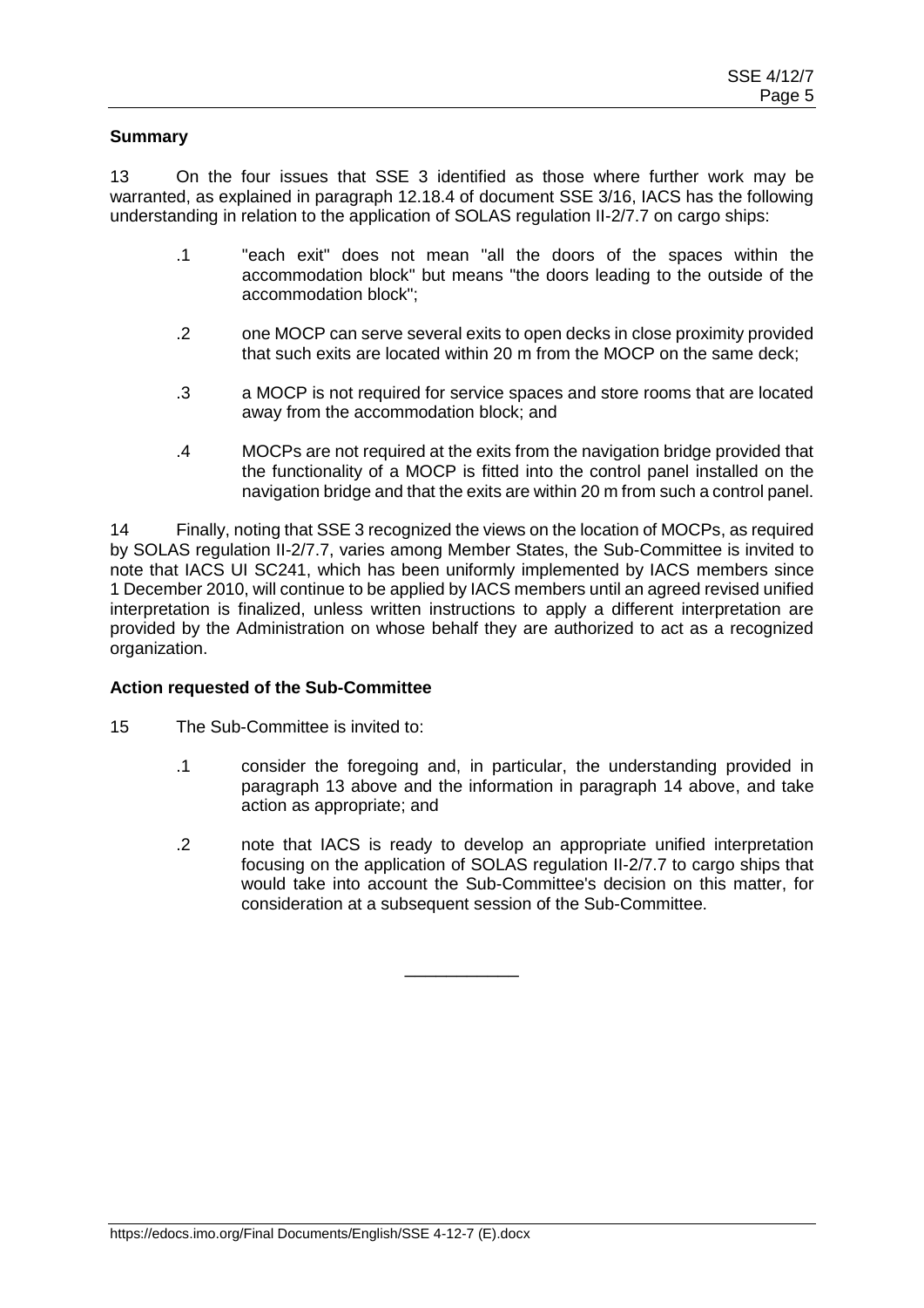**Summary**

13 On the four issues that SSE 3 identified as those where further work may be warranted, as explained in paragraph 12.18.4 of document SSE 3/16, IACS has the following understanding in relation to the application of SOLAS regulation II-2/7.7 on cargo ships:

.1 "each exit" does not mean "all the doors of the spaces within the accommodation block" but means "the doors leading to the outside of the accommodation block";

.2 one MOCP can serve several exits to open decks in close proximity provided that such exits are located within 20 m from the MOCP on the same deck;

.3 a MOCP is not required for service spaces and store rooms that are located away from the accommodation block; and

.4 MOCPs are not required at the exits from the navigation bridge provided that the functionality of a MOCP is fitted into the control panel installed on the navigation bridge and that the exits are within 20 m from such a control panel.

14 Finally, noting that SSE 3 recognized the views on the location of MOCPs, as required by SOLAS regulation II-2/7.7, varies among Member States, the Sub-Committee is invited to note that IACS UI SC241, which has been uniformly implemented by IACS members since 1 December 2010, will continue to be applied by IACS members until an agreed revised unified interpretation is finalized, unless written instructions to apply a different interpretation are provided by the Administration on whose behalf they are authorized to act as a recognized organization.

**Action requested of the Sub-Committee**

15 The Sub-Committee is invited to:

.1 consider the foregoing and, in particular, the understanding provided in paragraph 13 above and the information in paragraph 14 above, and take action as appropriate; and

.2 note that IACS is ready to develop an appropriate unified interpretation focusing on the application of SOLAS regulation II-2/7.7 to cargo ships that would take into account the Sub-Committee's decision on this matter, for consideration at a subsequent session of the Sub-Committee.

\_\_\_\_\_\_\_\_\_\_\_